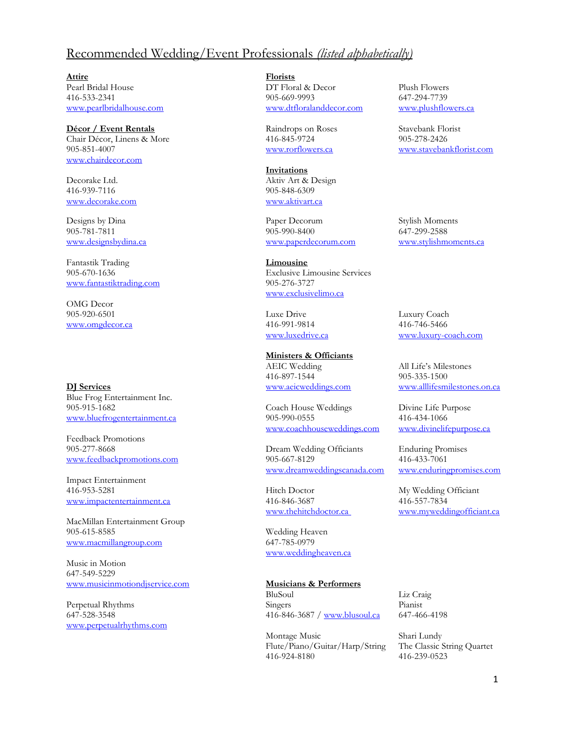# Recommended Wedding/Event Professionals *(listed alphabetically)*

**Attire**

Pearl Bridal House
416-533-2341
www.pearlbridalhouse.com

**Décor / Event Rentals**

Chair Décor, Linens & More
905-851-4007
www.chairdecor.com

Decorake Ltd.
416-939-7116
www.decorake.com

Designs by Dina
905-781-7811
www.designsbydina.ca

Fantastik Trading
905-670-1636
www.fantastiktrading.com

OMG Decor
905-920-6501
www.omgdecor.ca

**DJ Services**

Blue Frog Entertainment Inc.
905-915-1682
www.bluefrogentertainment.ca

Feedback Promotions
905-277-8668
www.feedbackpromotions.com

Impact Entertainment
416-953-5281
www.impactentertainment.ca

MacMillan Entertainment Group
905-615-8585
www.macmillangroup.com

Music in Motion
647-549-5229
www.musicinmotiondjservice.com

Perpetual Rhythms
647-528-3548
www.perpetualrhythms.com

**Florists**

DT Floral & Decor
905-669-9993
www.dtfloralanddecor.com

Plush Flowers
647-294-7739
www.plushflowers.ca

Raindrops on Roses
416-845-9724
www.rorflowers.ca

Stavebank Florist
905-278-2426
www.stavebankflorist.com

**Invitations**

Aktiv Art & Design
905-848-6309
www.aktivart.ca

Paper Decorum
905-990-8400
www.paperdecorum.com

Stylish Moments
647-299-2588
www.stylishmoments.ca

**Limousine**

Exclusive Limousine Services
905-276-3727
www.exclusivelimo.ca

Luxe Drive
416-991-9814
www.luxedrive.ca

Luxury Coach
416-746-5466
www.luxury-coach.com

**Ministers & Officiants**

AEIC Wedding
416-897-1544
www.aeicweddings.com

All Life's Milestones
905-335-1500
www.alllifesmilestones.on.ca

Coach House Weddings
905-990-0555
www.coachhouseweddings.com

Divine Life Purpose
416-434-1066
www.divinelifepurpose.ca

Dream Wedding Officiants
905-667-8129
www.dreamweddingscanada.com

Enduring Promises
416-433-7061
www.enduringpromises.com

Hitch Doctor
416-846-3687
www.thehitchdoctor.ca

My Wedding Officiant
416-557-7834
www.myweddingofficiant.ca

Wedding Heaven
647-785-0979
www.weddingheaven.ca

**Musicians & Performers**

BluSoul
Singers
416-846-3687 / www.blusoul.ca

Liz Craig
Pianist
647-466-4198

Montage Music
Flute/Piano/Guitar/Harp/String
416-924-8180

Shari Lundy
The Classic String Quartet
416-239-0523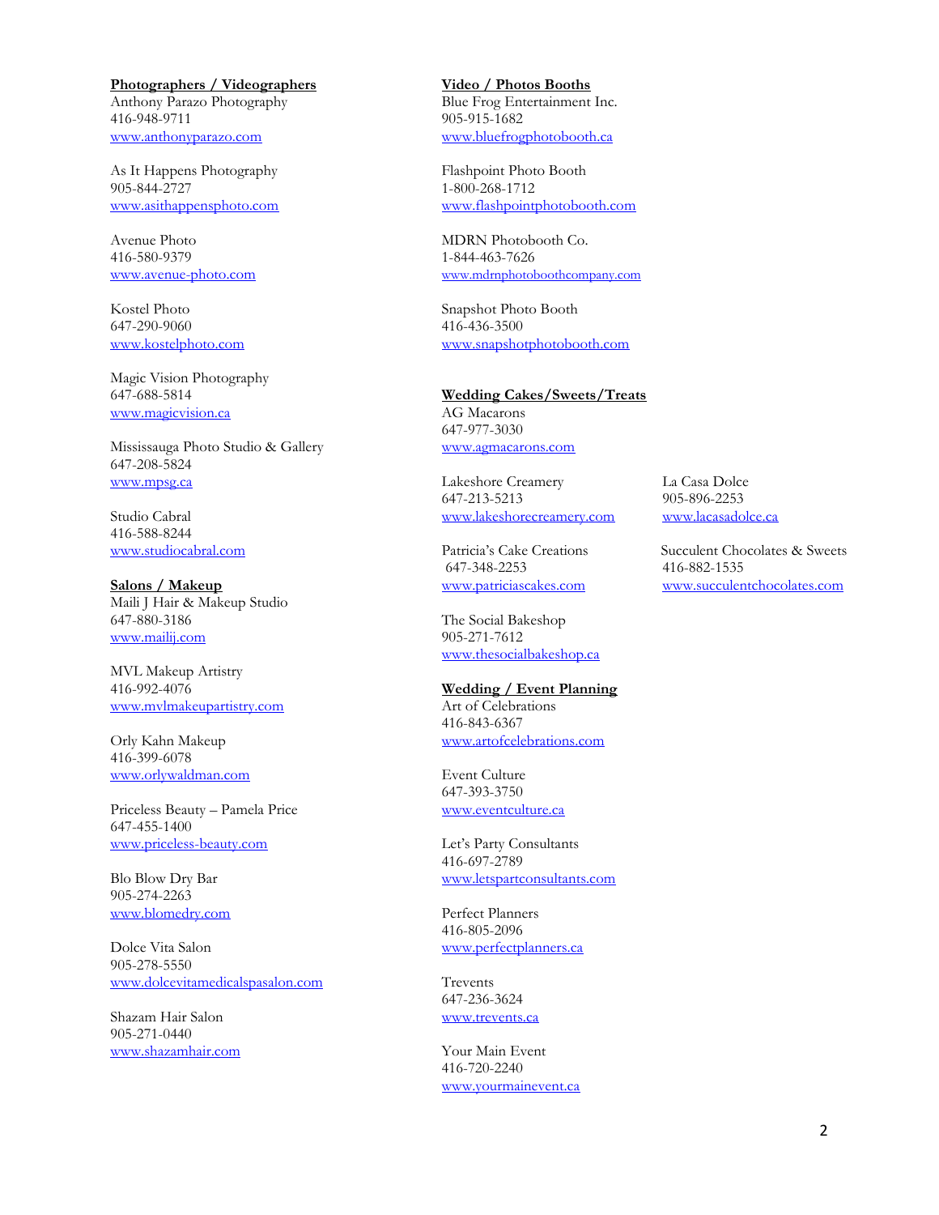**Photographers / Videographers**

Anthony Parazo Photography
416-948-9711
www.anthonyparazo.com

As It Happens Photography
905-844-2727
www.asithappensphoto.com

Avenue Photo
416-580-9379
www.avenue-photo.com

Kostel Photo
647-290-9060
www.kostelphoto.com

Magic Vision Photography
647-688-5814
www.magicvision.ca

Mississauga Photo Studio & Gallery
647-208-5824
www.mpsg.ca

Studio Cabral
416-588-8244
www.studiocabral.com

**Salons / Makeup**

Maili J Hair & Makeup Studio
647-880-3186
www.mailij.com

MVL Makeup Artistry
416-992-4076
www.mvlmakeupartistry.com

Orly Kahn Makeup
416-399-6078
www.orlywaldman.com

Priceless Beauty – Pamela Price
647-455-1400
www.priceless-beauty.com

Blo Blow Dry Bar
905-274-2263
www.blomedry.com

Dolce Vita Salon
905-278-5550
www.dolcevitamedicalspasalon.com

Shazam Hair Salon
905-271-0440
www.shazamhair.com

**Video / Photos Booths**

Blue Frog Entertainment Inc.
905-915-1682
www.bluefrogphotobooth.ca

Flashpoint Photo Booth
1-800-268-1712
www.flashpointphotobooth.com

MDRN Photobooth Co.
1-844-463-7626
www.mdrnphotoboothcompany.com

Snapshot Photo Booth
416-436-3500
www.snapshotphotobooth.com

**Wedding Cakes/Sweets/Treats**

AG Macarons
647-977-3030
www.agmacarons.com

Lakeshore Creamery
647-213-5213
www.lakeshorecreamery.com

Patricia's Cake Creations
647-348-2253
www.patriciascakes.com

The Social Bakeshop
905-271-7612
www.thesocialbakeshop.ca

La Casa Dolce
905-896-2253
www.lacasadolce.ca

Succulent Chocolates & Sweets
416-882-1535
www.succulentchocolates.com

**Wedding / Event Planning**

Art of Celebrations
416-843-6367
www.artofcelebrations.com

Event Culture
647-393-3750
www.eventculture.ca

Let's Party Consultants
416-697-2789
www.letspartconsultants.com

Perfect Planners
416-805-2096
www.perfectplanners.ca

Trevents
647-236-3624
www.trevents.ca

Your Main Event
416-720-2240
www.yourmainevent.ca